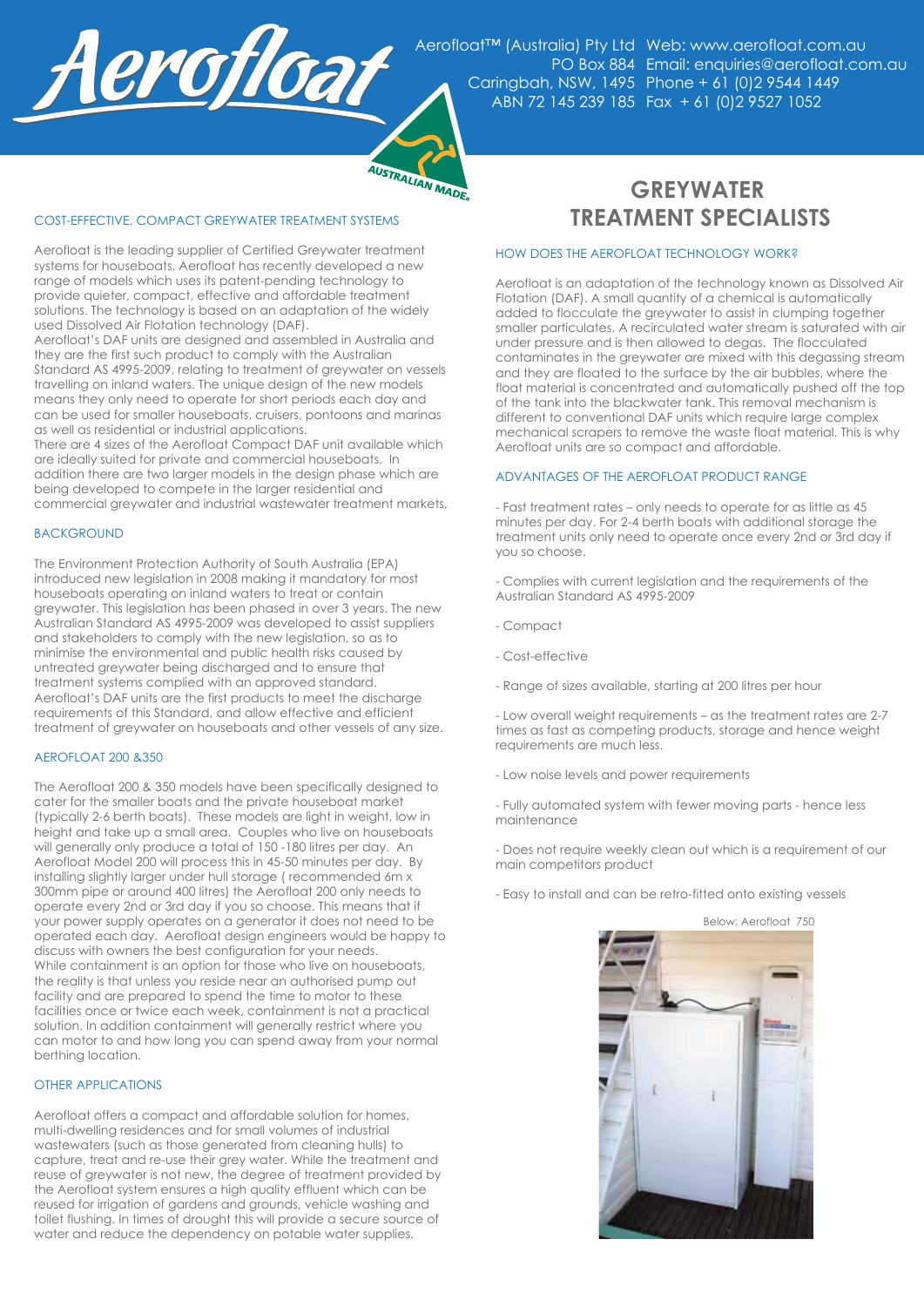Aerofloat™ (Australia) Pty Ltd
PO Box 884
Caringbah, NSW, 1495
ABN 72 145 239 185

Web: www.aerofloat.com.au
Email: enquiries@aerofloat.com.au
Phone + 61 (0)2 9544 1449
Fax + 61 (0)2 9527 1052

# GREYWATER TREATMENT SPECIALISTS

## COST-EFFECTIVE, COMPACT GREYWATER TREATMENT SYSTEMS

Aerofloat is the leading supplier of Certified Greywater treatment systems for houseboats. Aerofloat has recently developed a new range of models which uses its patent-pending technology to provide quieter, compact, effective and affordable treatment solutions. The technology is based on an adaptation of the widely used Dissolved Air Flotation technology (DAF).

Aerofloat's DAF units are designed and assembled in Australia and they are the first such product to comply with the Australian Standard AS 4995-2009, relating to treatment of greywater on vessels travelling on inland waters. The unique design of the new models means they only need to operate for short periods each day and can be used for smaller houseboats, cruisers, pontoons and marinas as well as residential or industrial applications.

There are 4 sizes of the Aerofloat Compact DAF unit available which are ideally suited for private and commercial houseboats. In addition there are two larger models in the design phase which are being developed to compete in the larger residential and commercial greywater and industrial wastewater treatment markets.

## BACKGROUND

The Environment Protection Authority of South Australia (EPA) introduced new legislation in 2008 making it mandatory for most houseboats operating on inland waters to treat or contain greywater. This legislation has been phased in over 3 years. The new Australian Standard AS 4995-2009 was developed to assist suppliers and stakeholders to comply with the new legislation, so as to minimise the environmental and public health risks caused by untreated greywater being discharged and to ensure that treatment systems complied with an approved standard.

Aerofloat's DAF units are the first products to meet the discharge requirements of this Standard, and allow effective and efficient treatment of greywater on houseboats and other vessels of any size.

## AEROFLOAT 200 &350

The Aerofloat 200 & 350 models have been specifically designed to cater for the smaller boats and the private houseboat market (typically 2-6 berth boats). These models are light in weight, low in height and take up a small area. Couples who live on houseboats will generally only produce a total of 150 -180 litres per day. An Aerofloat Model 200 will process this in 45-50 minutes per day. By installing slightly larger under hull storage ( recommended 6m x 300mm pipe or around 400 litres) the Aerofloat 200 only needs to operate every 2nd or 3rd day if you so choose. This means that if your power supply operates on a generator it does not need to be operated each day. Aerofloat design engineers would be happy to discuss with owners the best configuration for your needs.

While containment is an option for those who live on houseboats, the reality is that unless you reside near an authorised pump out facility and are prepared to spend the time to motor to these facilities once or twice each week, containment is not a practical solution. In addition containment will generally restrict where you can motor to and how long you can spend away from your normal berthing location.

## OTHER APPLICATIONS

Aerofloat offers a compact and affordable solution for homes, multi-dwelling residences and for small volumes of industrial wastewaters (such as those generated from cleaning hulls) to capture, treat and re-use their grey water. While the treatment and reuse of greywater is not new, the degree of treatment provided by the Aerofloat system ensures a high quality effluent which can be reused for irrigation of gardens and grounds, vehicle washing and toilet flushing. In times of drought this will provide a secure source of water and reduce the dependency on potable water supplies.

## HOW DOES THE AEROFLOAT TECHNOLOGY WORK?

Aerofloat is an adaptation of the technology known as Dissolved Air Flotation (DAF). A small quantity of a chemical is automatically added to flocculate the greywater to assist in clumping together smaller particulates. A recirculated water stream is saturated with air under pressure and is then allowed to degas. The flocculated contaminates in the greywater are mixed with this degassing stream and they are floated to the surface by the air bubbles, where the float material is concentrated and automatically pushed off the top of the tank into the blackwater tank. This removal mechanism is different to conventional DAF units which require large complex mechanical scrapers to remove the waste float material. This is why Aerofloat units are so compact and affordable.

## ADVANTAGES OF THE AEROFLOAT PRODUCT RANGE

- Fast treatment rates – only needs to operate for as little as 45 minutes per day. For 2-4 berth boats with additional storage the treatment units only need to operate once every 2nd or 3rd day if you so choose.

- Complies with current legislation and the requirements of the Australian Standard AS 4995-2009

- Compact

- Cost-effective

- Range of sizes available, starting at 200 litres per hour

- Low overall weight requirements – as the treatment rates are 2-7 times as fast as competing products, storage and hence weight requirements are much less.

- Low noise levels and power requirements

- Fully automated system with fewer moving parts - hence less maintenance

- Does not require weekly clean out which is a requirement of our main competitors product

- Easy to install and can be retro-fitted onto existing vessels

Below: Aerofloat 750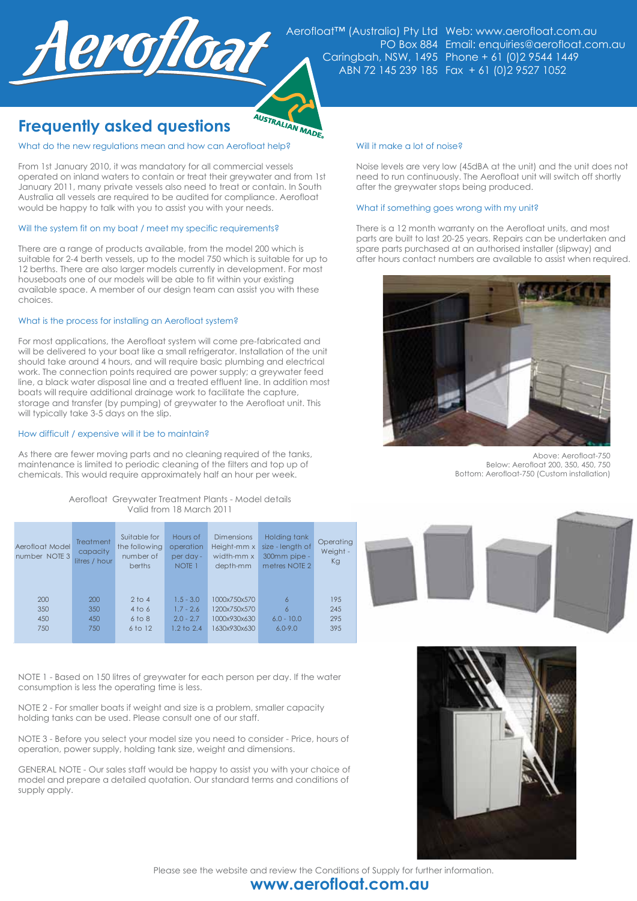Aerofloat™ (Australia) Pty Ltd
PO Box 884
Caringbah, NSW, 1495
ABN 72 145 239 185

Web: www.aerofloat.com.au
Email: enquiries@aerofloat.com.au
Phone + 61 (0)2 9544 1449
Fax + 61 (0)2 9527 1052

## Frequently asked questions

### What do the new regulations mean and how can Aerofloat help?

From 1st January 2010, it was mandatory for all commercial vessels operated on inland waters to contain or treat their greywater and from 1st January 2011, many private vessels also need to treat or contain. In South Australia all vessels are required to be audited for compliance. Aerofloat would be happy to talk with you to assist you with your needs.

### Will the system fit on my boat / meet my specific requirements?

There are a range of products available, from the model 200 which is suitable for 2-4 berth vessels, up to the model 750 which is suitable for up to 12 berths. There are also larger models currently in development. For most houseboats one of our models will be able to fit within your existing available space. A member of our design team can assist you with these choices.

### What is the process for installing an Aerofloat system?

For most applications, the Aerofloat system will come pre-fabricated and will be delivered to your boat like a small refrigerator. Installation of the unit should take around 4 hours, and will require basic plumbing and electrical work. The connection points required are power supply; a greywater feed line, a black water disposal line and a treated effluent line. In addition most boats will require additional drainage work to facilitate the capture, storage and transfer (by pumping) of greywater to the Aerofloat unit. This will typically take 3-5 days on the slip.

### How difficult / expensive will it be to maintain?

As there are fewer moving parts and no cleaning required of the tanks, maintenance is limited to periodic cleaning of the filters and top up of chemicals. This would require approximately half an hour per week.

### Will it make a lot of noise?

Noise levels are very low (45dBA at the unit) and the unit does not need to run continuously. The Aerofloat unit will switch off shortly after the greywater stops being produced.

### What if something goes wrong with my unit?

There is a 12 month warranty on the Aerofloat units, and most parts are built to last 20-25 years. Repairs can be undertaken and spare parts purchased at an authorised installer (slipway) and after hours contact numbers are available to assist when required.

Above: Aerofloat-750
Below: Aerofloat 200, 350, 450, 750
Bottom: Aerofloat-750 (Custom installation)

Aerofloat Greywater Treatment Plants - Model details
Valid from 18 March 2011

| Aerofloat Model number NOTE 3 | Treatment capacity litres / hour | Suitable for the following number of berths | Hours of operation per day - NOTE 1 | Dimensions Height-mm x width-mm x depth-mm | Holding tank size - length of 300mm pipe - metres NOTE 2 | Operating Weight - Kg |
|---|---|---|---|---|---|---|
| 200 | 200 | 2 to 4 | 1.5 - 3.0 | 1000x750x570 | 6 | 195 |
| 350 | 350 | 4 to 6 | 1.7 - 2.6 | 1200x750x570 | 6 | 245 |
| 450 | 450 | 6 to 8 | 2.0 - 2.7 | 1000x930x630 | 6.0 - 10.0 | 295 |
| 750 | 750 | 6 to 12 | 1.2 to 2.4 | 1630x930x630 | 6.0-9.0 | 395 |

NOTE 1 - Based on 150 litres of greywater for each person per day. If the water consumption is less the operating time is less.

NOTE 2 - For smaller boats if weight and size is a problem, smaller capacity holding tanks can be used. Please consult one of our staff.

NOTE 3 - Before you select your model size you need to consider - Price, hours of operation, power supply, holding tank size, weight and dimensions.

GENERAL NOTE - Our sales staff would be happy to assist you with your choice of model and prepare a detailed quotation. Our standard terms and conditions of supply apply.

Please see the website and review the Conditions of Supply for further information.

**www.aerofloat.com.au**